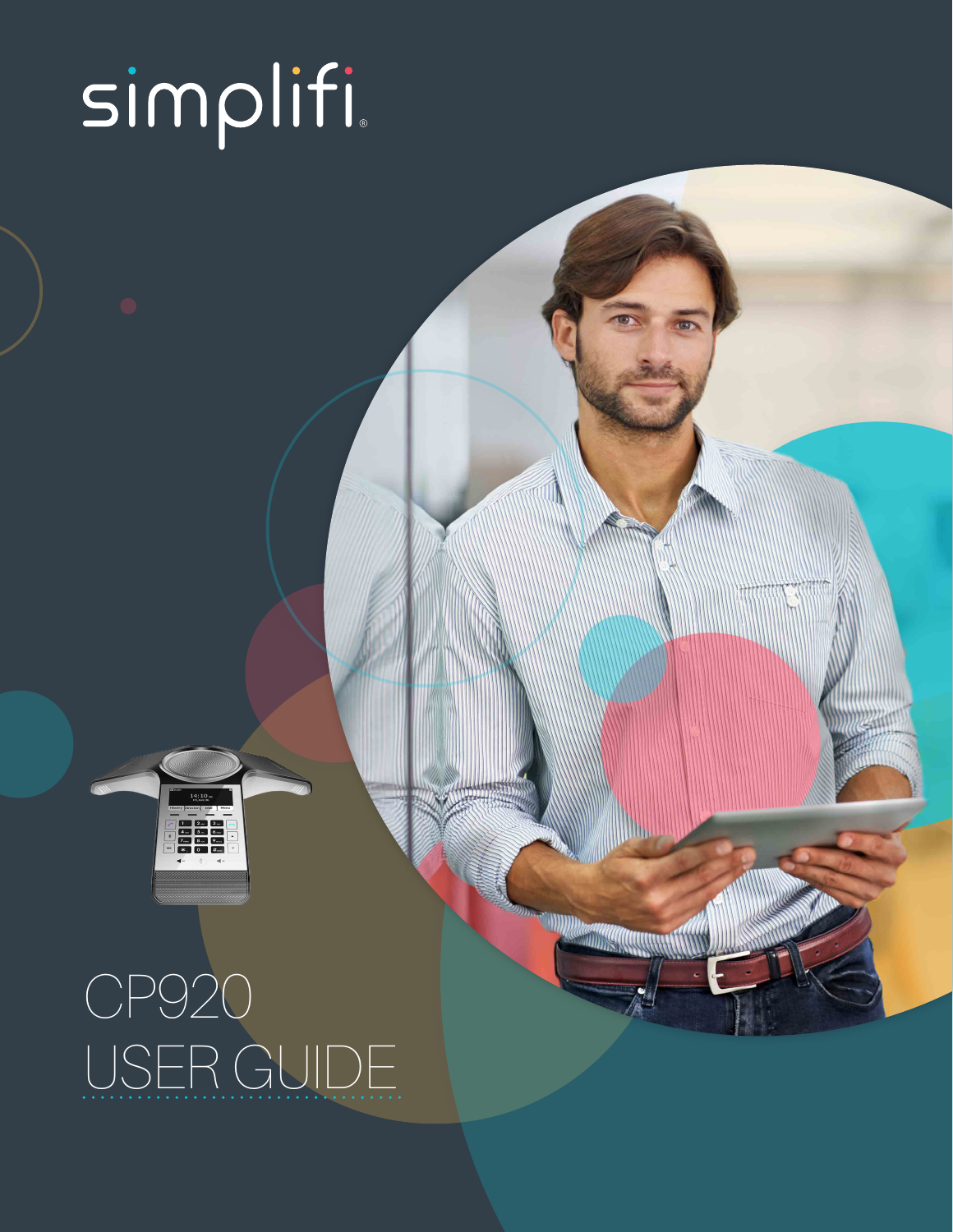simplifi®

# CP920
# USER GUIDE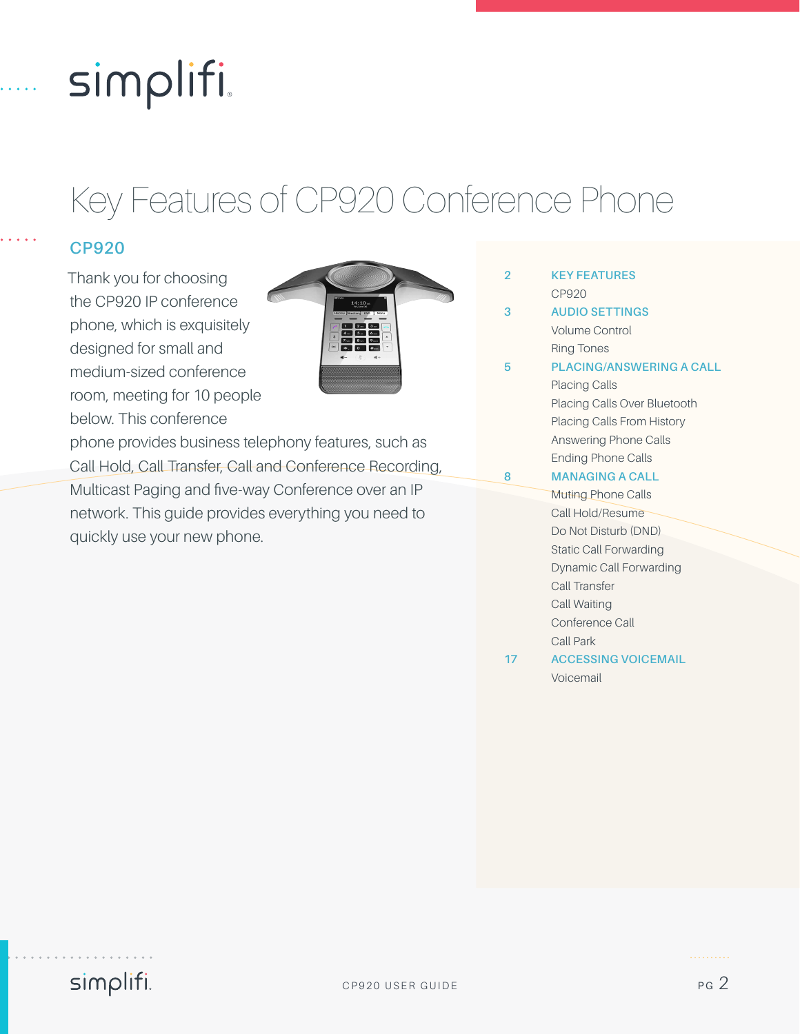# Key Features of CP920 Conference Phone

## CP920

Thank you for choosing the CP920 IP conference phone, which is exquisitely designed for small and medium-sized conference room, meeting for 10 people below. This conference phone provides business telephony features, such as Call Hold, Call Transfer, Call and Conference Recording, Multicast Paging and five-way Conference over an IP network. This guide provides everything you need to quickly use your new phone.

| | |
|---|---|
| 2 | **KEY FEATURES** |
| | CP920 |
| 3 | **AUDIO SETTINGS** |
| | Volume Control |
| | Ring Tones |
| 5 | **PLACING/ANSWERING A CALL** |
| | Placing Calls |
| | Placing Calls Over Bluetooth |
| | Placing Calls From History |
| | Answering Phone Calls |
| | Ending Phone Calls |
| 8 | **MANAGING A CALL** |
| | Muting Phone Calls |
| | Call Hold/Resume |
| | Do Not Disturb (DND) |
| | Static Call Forwarding |
| | Dynamic Call Forwarding |
| | Call Transfer |
| | Call Waiting |
| | Conference Call |
| | Call Park |
| 17 | **ACCESSING VOICEMAIL** |
| | Voicemail |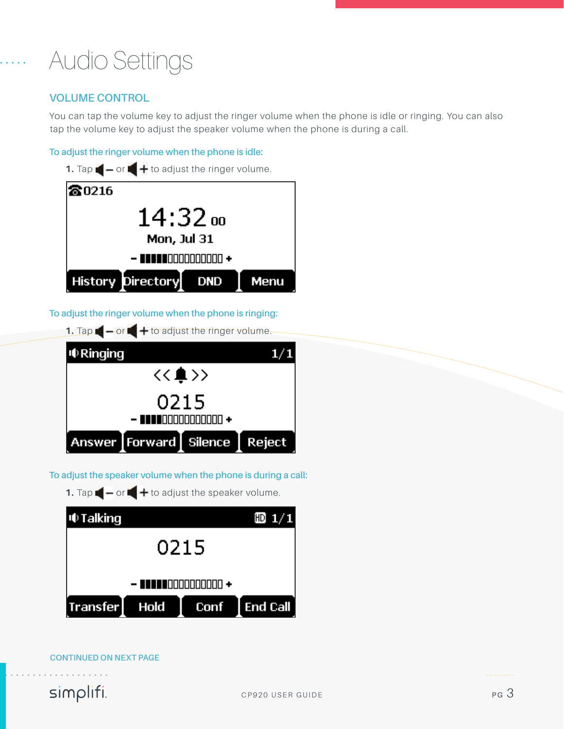# Audio Settings

## VOLUME CONTROL

You can tap the volume key to adjust the ringer volume when the phone is idle or ringing. You can also tap the volume key to adjust the speaker volume when the phone is during a call.

### To adjust the ringer volume when the phone is idle:

1. Tap – or + to adjust the ringer volume.

### To adjust the ringer volume when the phone is ringing:

1. Tap – or + to adjust the ringer volume.

### To adjust the speaker volume when the phone is during a call:

1. Tap – or + to adjust the speaker volume.

CONTINUED ON NEXT PAGE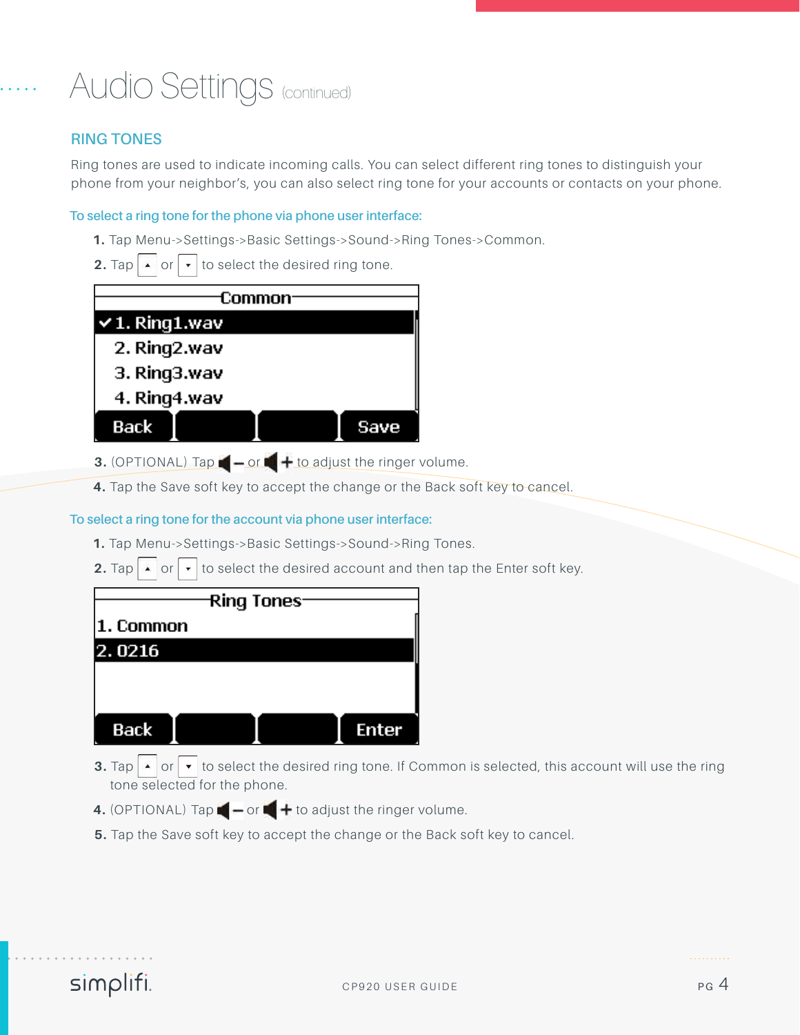# Audio Settings (continued)

## RING TONES

Ring tones are used to indicate incoming calls. You can select different ring tones to distinguish your phone from your neighbor's, you can also select ring tone for your accounts or contacts on your phone.

### To select a ring tone for the phone via phone user interface:

1. Tap Menu->Settings->Basic Settings->Sound->Ring Tones->Common.
2. Tap ▲ or ▼ to select the desired ring tone.

```
Common
✓1. Ring1.wav
 2. Ring2.wav
 3. Ring3.wav
 4. Ring4.wav
Back                    Save
```

3. (OPTIONAL) Tap – or + to adjust the ringer volume.
4. Tap the Save soft key to accept the change or the Back soft key to cancel.

### To select a ring tone for the account via phone user interface:

1. Tap Menu->Settings->Basic Settings->Sound->Ring Tones.
2. Tap ▲ or ▼ to select the desired account and then tap the Enter soft key.

```
Ring Tones
1. Common
2. 0216
Back                    Enter
```

3. Tap ▲ or ▼ to select the desired ring tone. If Common is selected, this account will use the ring tone selected for the phone.
4. (OPTIONAL) Tap – or + to adjust the ringer volume.
5. Tap the Save soft key to accept the change or the Back soft key to cancel.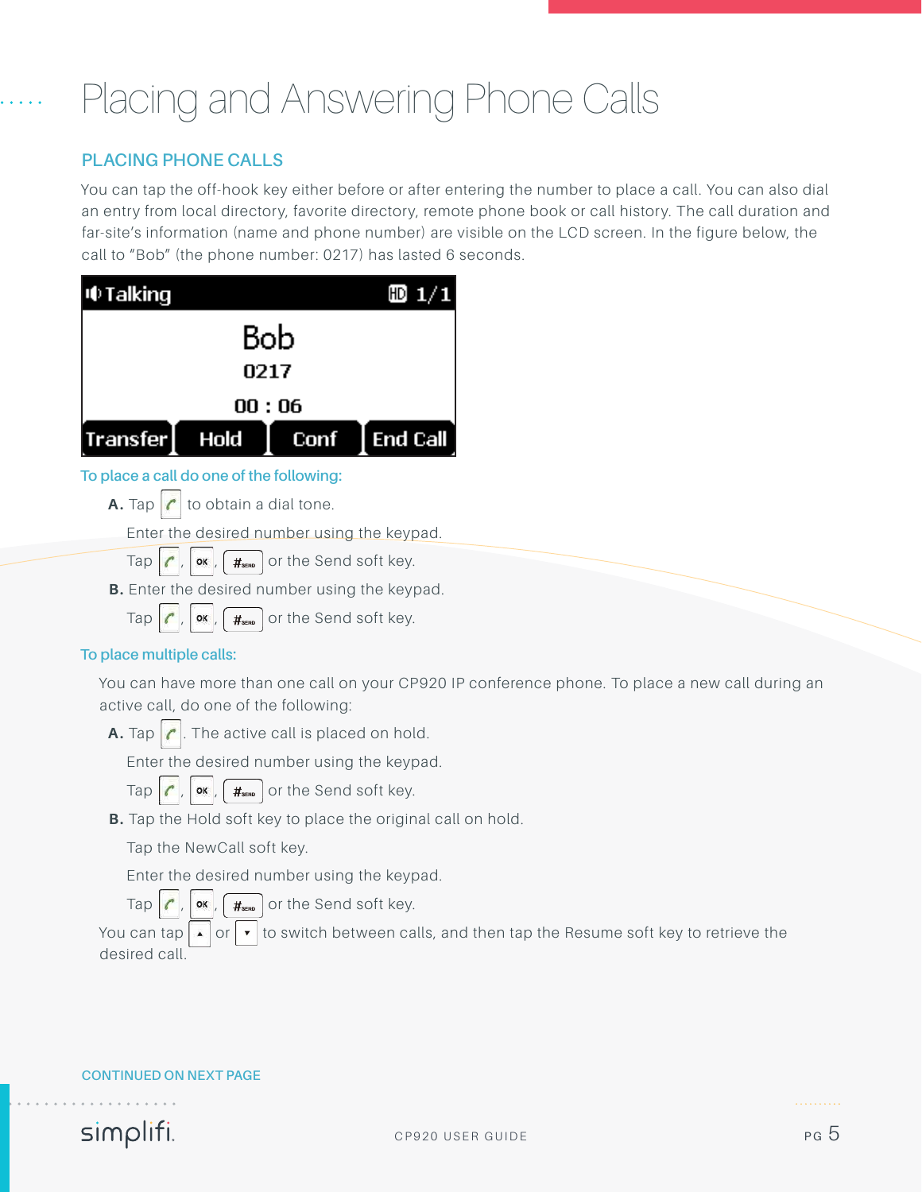# Placing and Answering Phone Calls

## PLACING PHONE CALLS

You can tap the off-hook key either before or after entering the number to place a call. You can also dial an entry from local directory, favorite directory, remote phone book or call history. The call duration and far-site's information (name and phone number) are visible on the LCD screen. In the figure below, the call to "Bob" (the phone number: 0217) has lasted 6 seconds.

Talking HD 1/1

Bob
0217
00 : 06

Transfer | Hold | Conf | End Call

### To place a call do one of the following:

**A.** Tap [off-hook] to obtain a dial tone.

Enter the desired number using the keypad.

Tap [off-hook], [OK], [#SEND] or the Send soft key.

**B.** Enter the desired number using the keypad.

Tap [off-hook], [OK], [#SEND] or the Send soft key.

### To place multiple calls:

You can have more than one call on your CP920 IP conference phone. To place a new call during an active call, do one of the following:

**A.** Tap [off-hook]. The active call is placed on hold.

Enter the desired number using the keypad.

Tap [off-hook], [OK], [#SEND] or the Send soft key.

**B.** Tap the Hold soft key to place the original call on hold.

Tap the NewCall soft key.

Enter the desired number using the keypad.

Tap [off-hook], [OK], [#SEND] or the Send soft key.

You can tap [▲] or [▼] to switch between calls, and then tap the Resume soft key to retrieve the desired call.

CONTINUED ON NEXT PAGE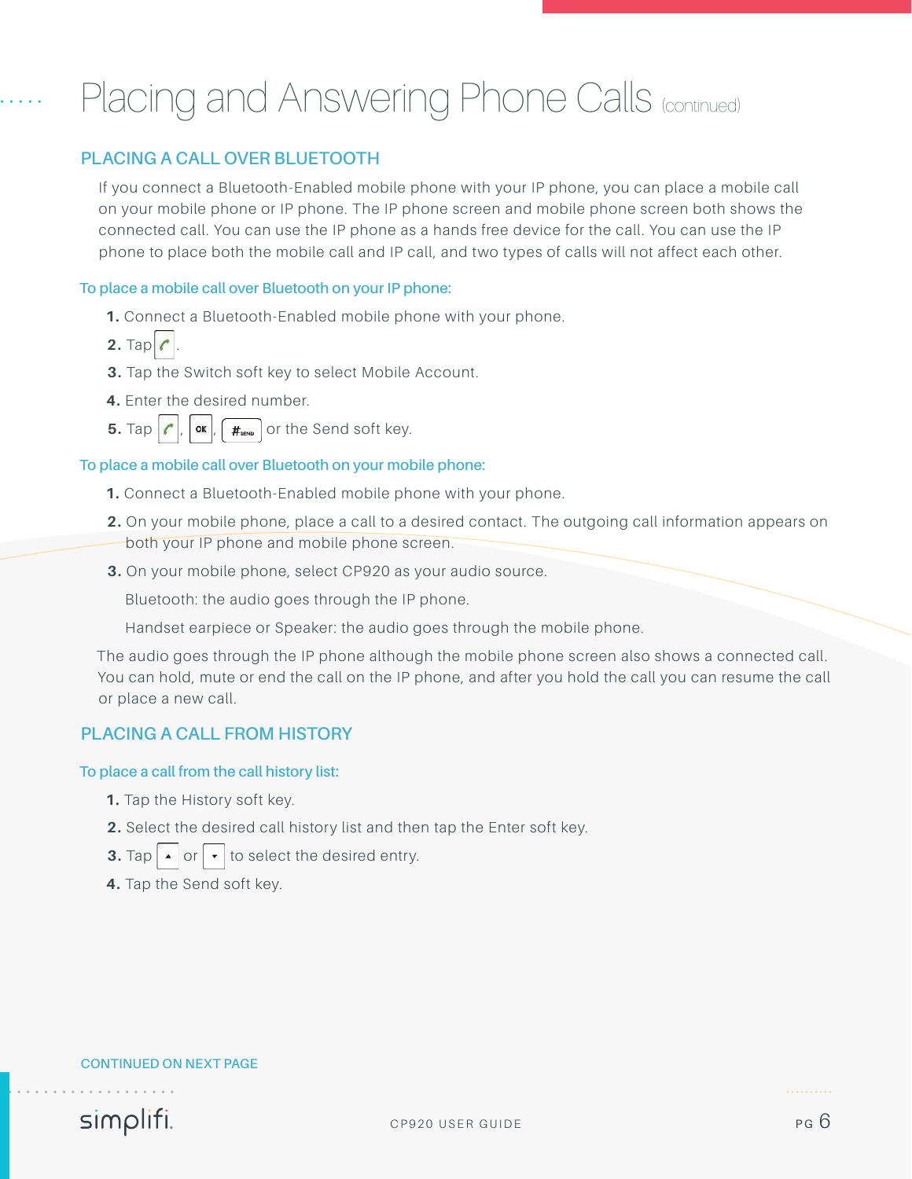# Placing and Answering Phone Calls (continued)

## PLACING A CALL OVER BLUETOOTH

If you connect a Bluetooth-Enabled mobile phone with your IP phone, you can place a mobile call on your mobile phone or IP phone. The IP phone screen and mobile phone screen both shows the connected call. You can use the IP phone as a hands free device for the call. You can use the IP phone to place both the mobile call and IP call, and two types of calls will not affect each other.

### To place a mobile call over Bluetooth on your IP phone:

1. Connect a Bluetooth-Enabled mobile phone with your phone.
2. Tap [call key].
3. Tap the Switch soft key to select Mobile Account.
4. Enter the desired number.
5. Tap [call key], [OK], [#SEND] or the Send soft key.

### To place a mobile call over Bluetooth on your mobile phone:

1. Connect a Bluetooth-Enabled mobile phone with your phone.
2. On your mobile phone, place a call to a desired contact. The outgoing call information appears on both your IP phone and mobile phone screen.
3. On your mobile phone, select CP920 as your audio source.

   Bluetooth: the audio goes through the IP phone.

   Handset earpiece or Speaker: the audio goes through the mobile phone.

The audio goes through the IP phone although the mobile phone screen also shows a connected call. You can hold, mute or end the call on the IP phone, and after you hold the call you can resume the call or place a new call.

## PLACING A CALL FROM HISTORY

### To place a call from the call history list:

1. Tap the History soft key.
2. Select the desired call history list and then tap the Enter soft key.
3. Tap [▲] or [▼] to select the desired entry.
4. Tap the Send soft key.

CONTINUED ON NEXT PAGE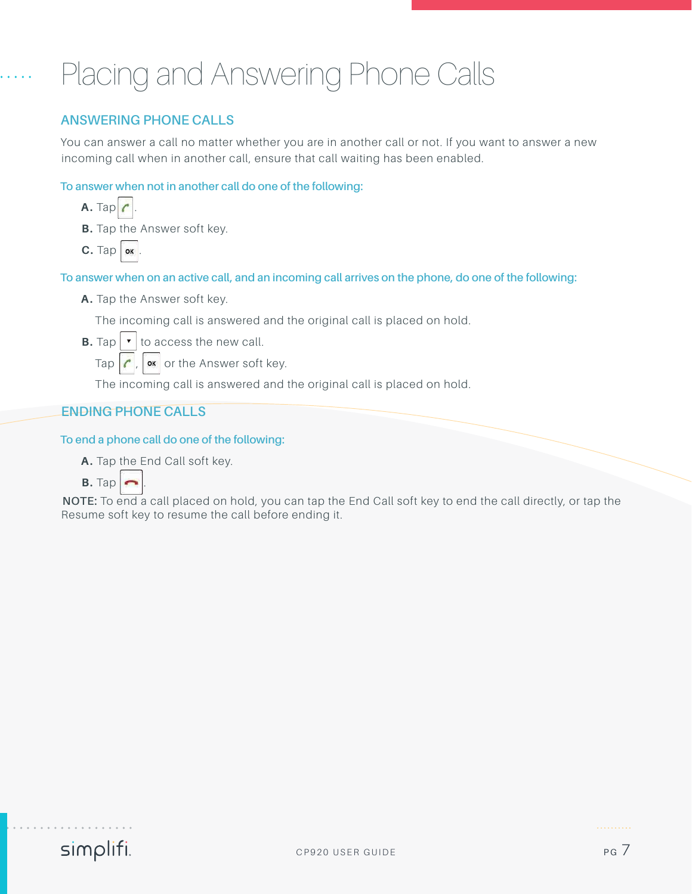# Placing and Answering Phone Calls

## ANSWERING PHONE CALLS

You can answer a call no matter whether you are in another call or not. If you want to answer a new incoming call when in another call, ensure that call waiting has been enabled.

### To answer when not in another call do one of the following:

**A.** Tap .

**B.** Tap the Answer soft key.

**C.** Tap OK.

### To answer when on an active call, and an incoming call arrives on the phone, do one of the following:

**A.** Tap the Answer soft key.

The incoming call is answered and the original call is placed on hold.

**B.** Tap ▾ to access the new call.

Tap , OK or the Answer soft key.

The incoming call is answered and the original call is placed on hold.

## ENDING PHONE CALLS

### To end a phone call do one of the following:

**A.** Tap the End Call soft key.

**B.** Tap .

**NOTE:** To end a call placed on hold, you can tap the End Call soft key to end the call directly, or tap the Resume soft key to resume the call before ending it.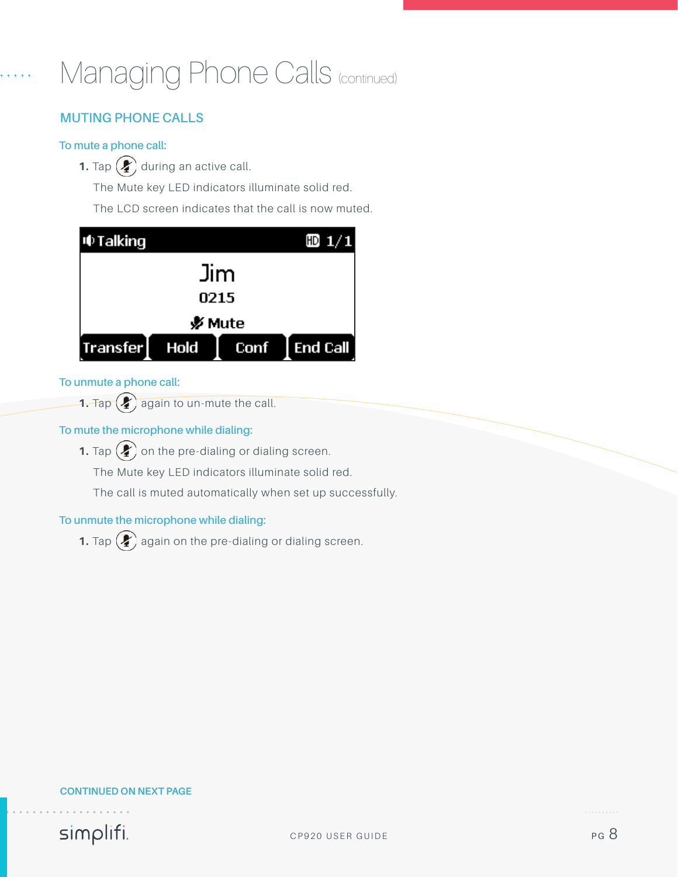# Managing Phone Calls (continued)

## MUTING PHONE CALLS

### To mute a phone call:

1. Tap during an active call.

   The Mute key LED indicators illuminate solid red.

   The LCD screen indicates that the call is now muted.

### To unmute a phone call:

1. Tap again to un-mute the call.

### To mute the microphone while dialing:

1. Tap on the pre-dialing or dialing screen.

   The Mute key LED indicators illuminate solid red.

   The call is muted automatically when set up successfully.

### To unmute the microphone while dialing:

1. Tap again on the pre-dialing or dialing screen.

CONTINUED ON NEXT PAGE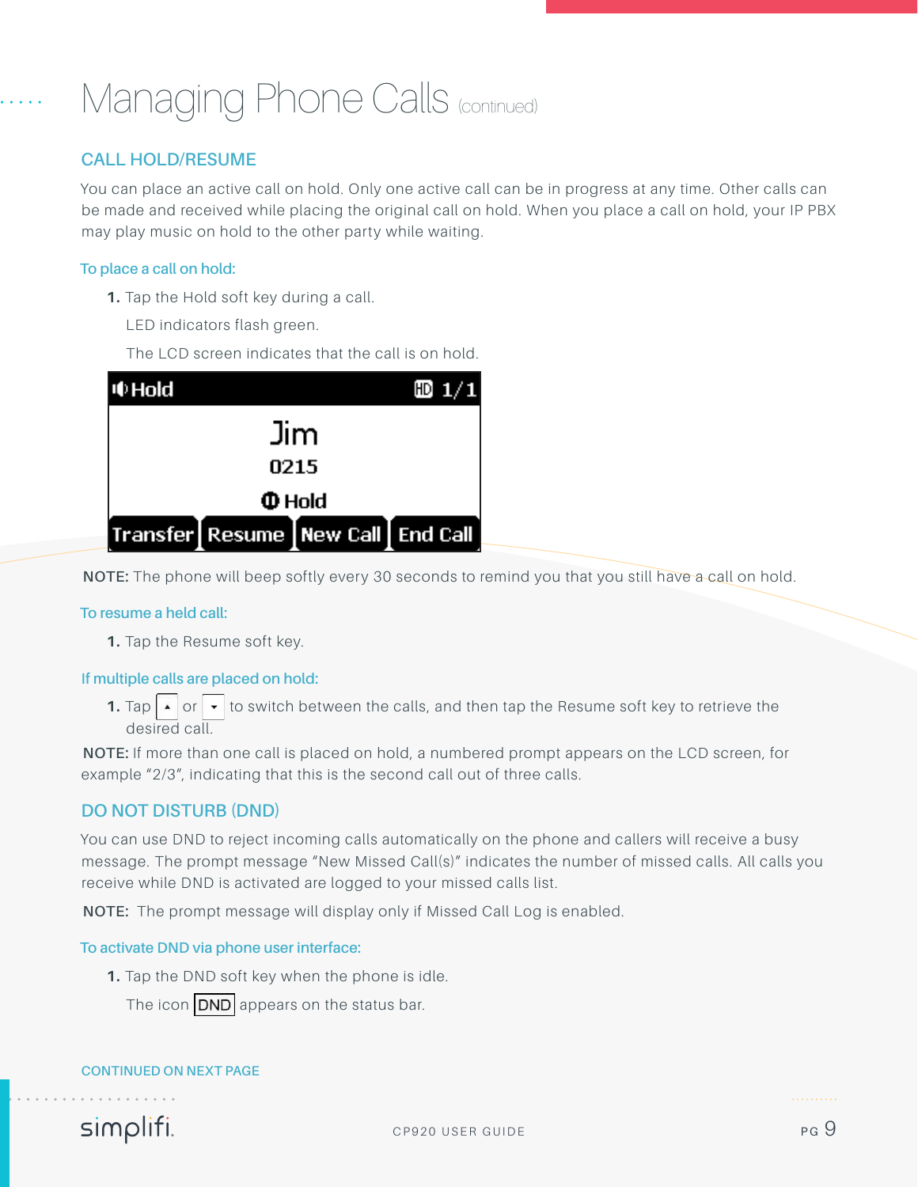# Managing Phone Calls (continued)

## CALL HOLD/RESUME

You can place an active call on hold. Only one active call can be in progress at any time. Other calls can be made and received while placing the original call on hold. When you place a call on hold, your IP PBX may play music on hold to the other party while waiting.

### To place a call on hold:

1. Tap the Hold soft key during a call.

   LED indicators flash green.

   The LCD screen indicates that the call is on hold.

**NOTE:** The phone will beep softly every 30 seconds to remind you that you still have a call on hold.

### To resume a held call:

1. Tap the Resume soft key.

### If multiple calls are placed on hold:

1. Tap ▲ or ▼ to switch between the calls, and then tap the Resume soft key to retrieve the desired call.

**NOTE:** If more than one call is placed on hold, a numbered prompt appears on the LCD screen, for example "2/3", indicating that this is the second call out of three calls.

## DO NOT DISTURB (DND)

You can use DND to reject incoming calls automatically on the phone and callers will receive a busy message. The prompt message "New Missed Call(s)" indicates the number of missed calls. All calls you receive while DND is activated are logged to your missed calls list.

**NOTE:** The prompt message will display only if Missed Call Log is enabled.

### To activate DND via phone user interface:

1. Tap the DND soft key when the phone is idle.

   The icon DND appears on the status bar.

CONTINUED ON NEXT PAGE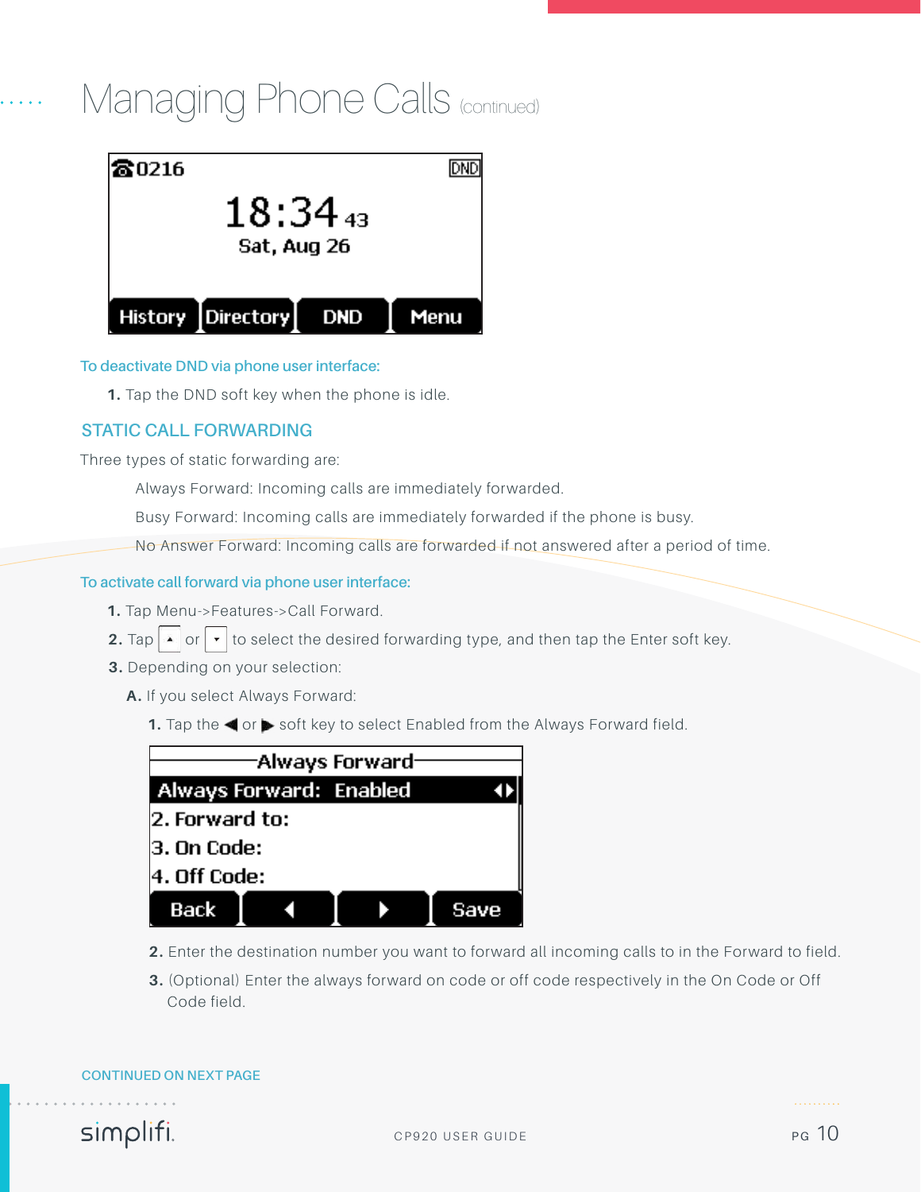# Managing Phone Calls (continued)

To deactivate DND via phone user interface:

1. Tap the DND soft key when the phone is idle.

## STATIC CALL FORWARDING

Three types of static forwarding are:

Always Forward: Incoming calls are immediately forwarded.

Busy Forward: Incoming calls are immediately forwarded if the phone is busy.

No Answer Forward: Incoming calls are forwarded if not answered after a period of time.

To activate call forward via phone user interface:

1. Tap Menu->Features->Call Forward.
2. Tap ▲ or ▼ to select the desired forwarding type, and then tap the Enter soft key.
3. Depending on your selection:

   A. If you select Always Forward:

   1. Tap the ◀ or ▶ soft key to select Enabled from the Always Forward field.
   2. Enter the destination number you want to forward all incoming calls to in the Forward to field.
   3. (Optional) Enter the always forward on code or off code respectively in the On Code or Off Code field.

CONTINUED ON NEXT PAGE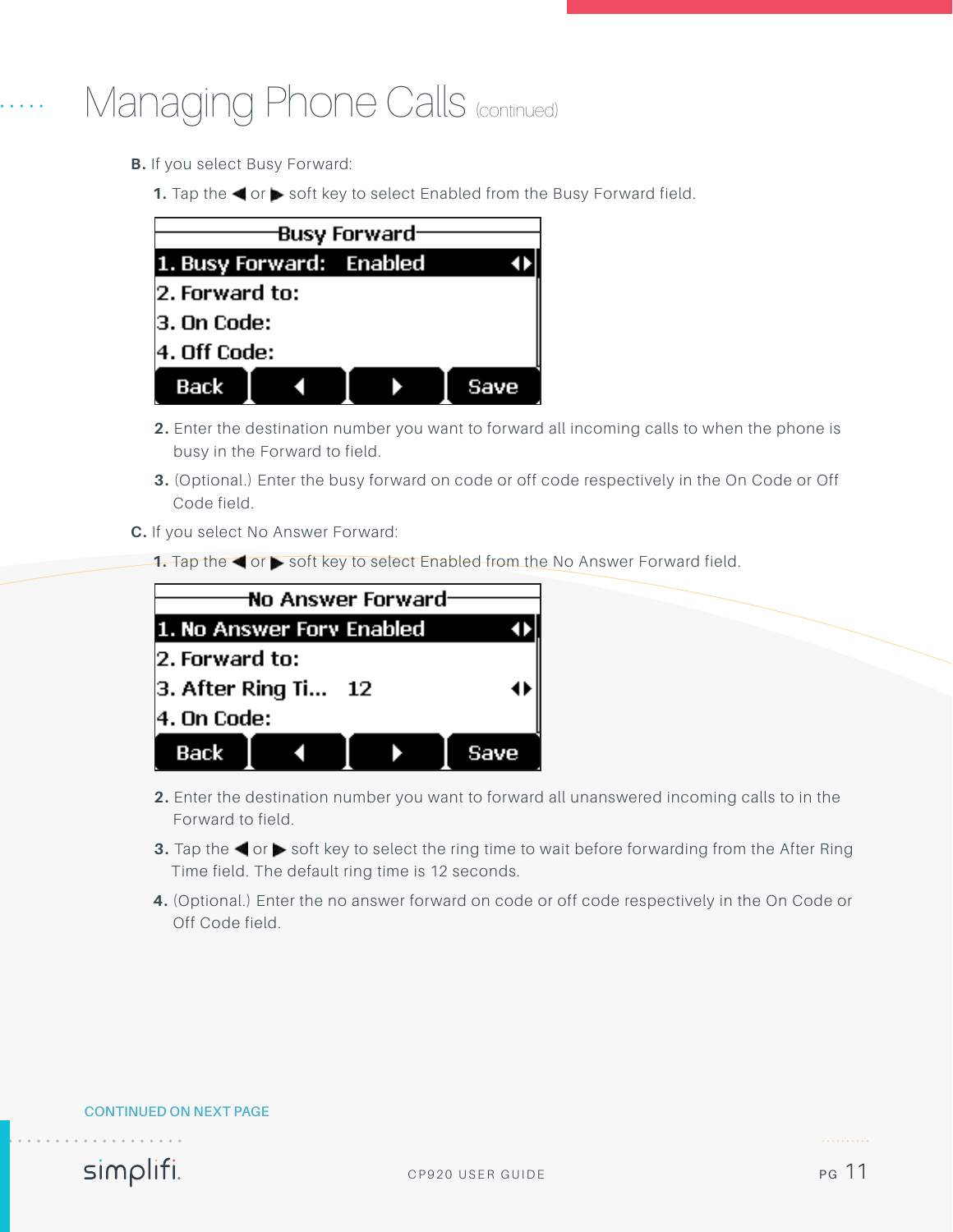# Managing Phone Calls (continued)

**B.** If you select Busy Forward:

**1.** Tap the ◀ or ▶ soft key to select Enabled from the Busy Forward field.

| Busy Forward |
|---|
| 1. Busy Forward: Enabled ◀▶ |
| 2. Forward to: |
| 3. On Code: |
| 4. Off Code: |
| Back ◀ ▶ Save |

**2.** Enter the destination number you want to forward all incoming calls to when the phone is busy in the Forward to field.

**3.** (Optional.) Enter the busy forward on code or off code respectively in the On Code or Off Code field.

**C.** If you select No Answer Forward:

**1.** Tap the ◀ or ▶ soft key to select Enabled from the No Answer Forward field.

| No Answer Forward |
|---|
| 1. No Answer Forv Enabled ◀▶ |
| 2. Forward to: |
| 3. After Ring Ti... 12 ◀▶ |
| 4. On Code: |
| Back ◀ ▶ Save |

**2.** Enter the destination number you want to forward all unanswered incoming calls to in the Forward to field.

**3.** Tap the ◀ or ▶ soft key to select the ring time to wait before forwarding from the After Ring Time field. The default ring time is 12 seconds.

**4.** (Optional.) Enter the no answer forward on code or off code respectively in the On Code or Off Code field.

CONTINUED ON NEXT PAGE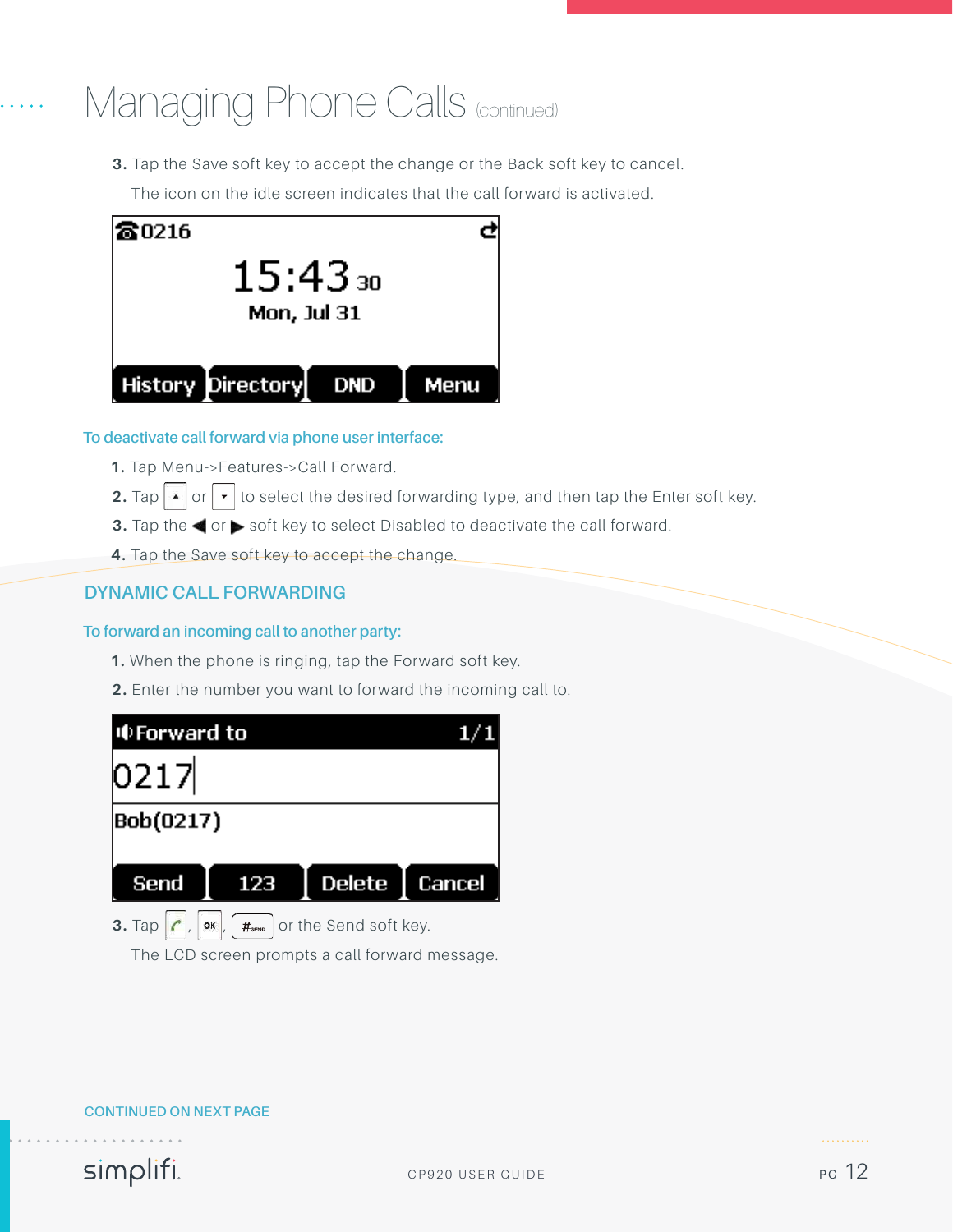# Managing Phone Calls (continued)

3. Tap the Save soft key to accept the change or the Back soft key to cancel.

   The icon on the idle screen indicates that the call forward is activated.

To deactivate call forward via phone user interface:

1. Tap Menu->Features->Call Forward.
2. Tap ▲ or ▼ to select the desired forwarding type, and then tap the Enter soft key.
3. Tap the ◀ or ▶ soft key to select Disabled to deactivate the call forward.
4. Tap the Save soft key to accept the change.

## DYNAMIC CALL FORWARDING

To forward an incoming call to another party:

1. When the phone is ringing, tap the Forward soft key.
2. Enter the number you want to forward the incoming call to.
3. Tap , OK, #SEND or the Send soft key.

   The LCD screen prompts a call forward message.

CONTINUED ON NEXT PAGE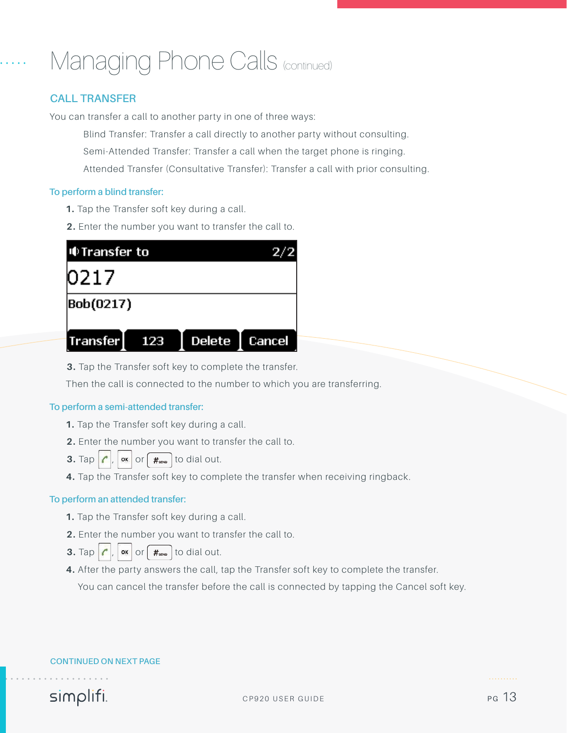# Managing Phone Calls (continued)

## CALL TRANSFER

You can transfer a call to another party in one of three ways:

Blind Transfer: Transfer a call directly to another party without consulting.

Semi-Attended Transfer: Transfer a call when the target phone is ringing.

Attended Transfer (Consultative Transfer): Transfer a call with prior consulting.

### To perform a blind transfer:

1. Tap the Transfer soft key during a call.
2. Enter the number you want to transfer the call to.

Transfer to 2/2

0217

Bob(0217)

Transfer | 123 | Delete | Cancel

3. Tap the Transfer soft key to complete the transfer.

Then the call is connected to the number to which you are transferring.

### To perform a semi-attended transfer:

1. Tap the Transfer soft key during a call.
2. Enter the number you want to transfer the call to.
3. Tap (call key), OK or #SEND to dial out.
4. Tap the Transfer soft key to complete the transfer when receiving ringback.

### To perform an attended transfer:

1. Tap the Transfer soft key during a call.
2. Enter the number you want to transfer the call to.
3. Tap (call key), OK or #SEND to dial out.
4. After the party answers the call, tap the Transfer soft key to complete the transfer.

   You can cancel the transfer before the call is connected by tapping the Cancel soft key.

CONTINUED ON NEXT PAGE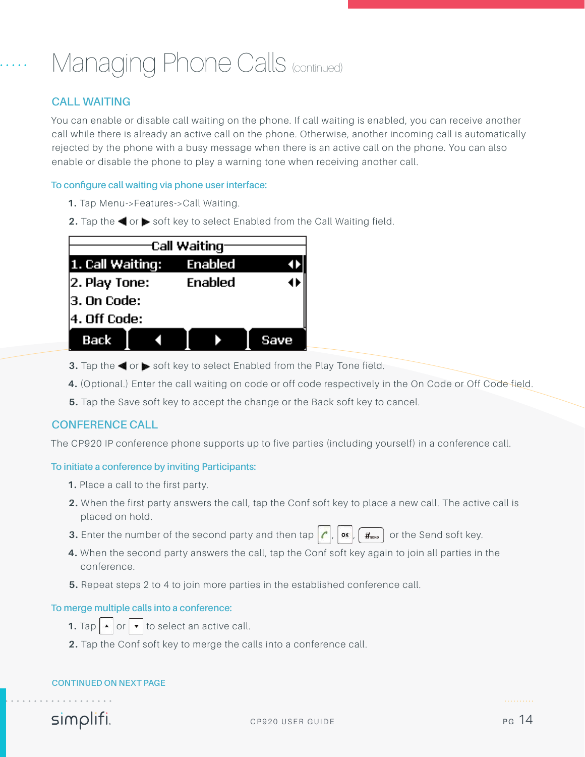# Managing Phone Calls (continued)

## CALL WAITING

You can enable or disable call waiting on the phone. If call waiting is enabled, you can receive another call while there is already an active call on the phone. Otherwise, another incoming call is automatically rejected by the phone with a busy message when there is an active call on the phone. You can also enable or disable the phone to play a warning tone when receiving another call.

### To configure call waiting via phone user interface:

1. Tap Menu->Features->Call Waiting.
2. Tap the ◀ or ▶ soft key to select Enabled from the Call Waiting field.

| Call Waiting | | |
|---|---|---|
| 1. Call Waiting: | Enabled | ◀▶ |
| 2. Play Tone: | Enabled | ◀▶ |
| 3. On Code: | | |
| 4. Off Code: | | |
| Back | ◀ ▶ | Save |

3. Tap the ◀ or ▶ soft key to select Enabled from the Play Tone field.
4. (Optional.) Enter the call waiting on code or off code respectively in the On Code or Off Code field.
5. Tap the Save soft key to accept the change or the Back soft key to cancel.

## CONFERENCE CALL

The CP920 IP conference phone supports up to five parties (including yourself) in a conference call.

### To initiate a conference by inviting Participants:

1. Place a call to the first party.
2. When the first party answers the call, tap the Conf soft key to place a new call. The active call is placed on hold.
3. Enter the number of the second party and then tap (call key), OK, #SEND or the Send soft key.
4. When the second party answers the call, tap the Conf soft key again to join all parties in the conference.
5. Repeat steps 2 to 4 to join more parties in the established conference call.

### To merge multiple calls into a conference:

1. Tap ▲ or ▼ to select an active call.
2. Tap the Conf soft key to merge the calls into a conference call.

CONTINUED ON NEXT PAGE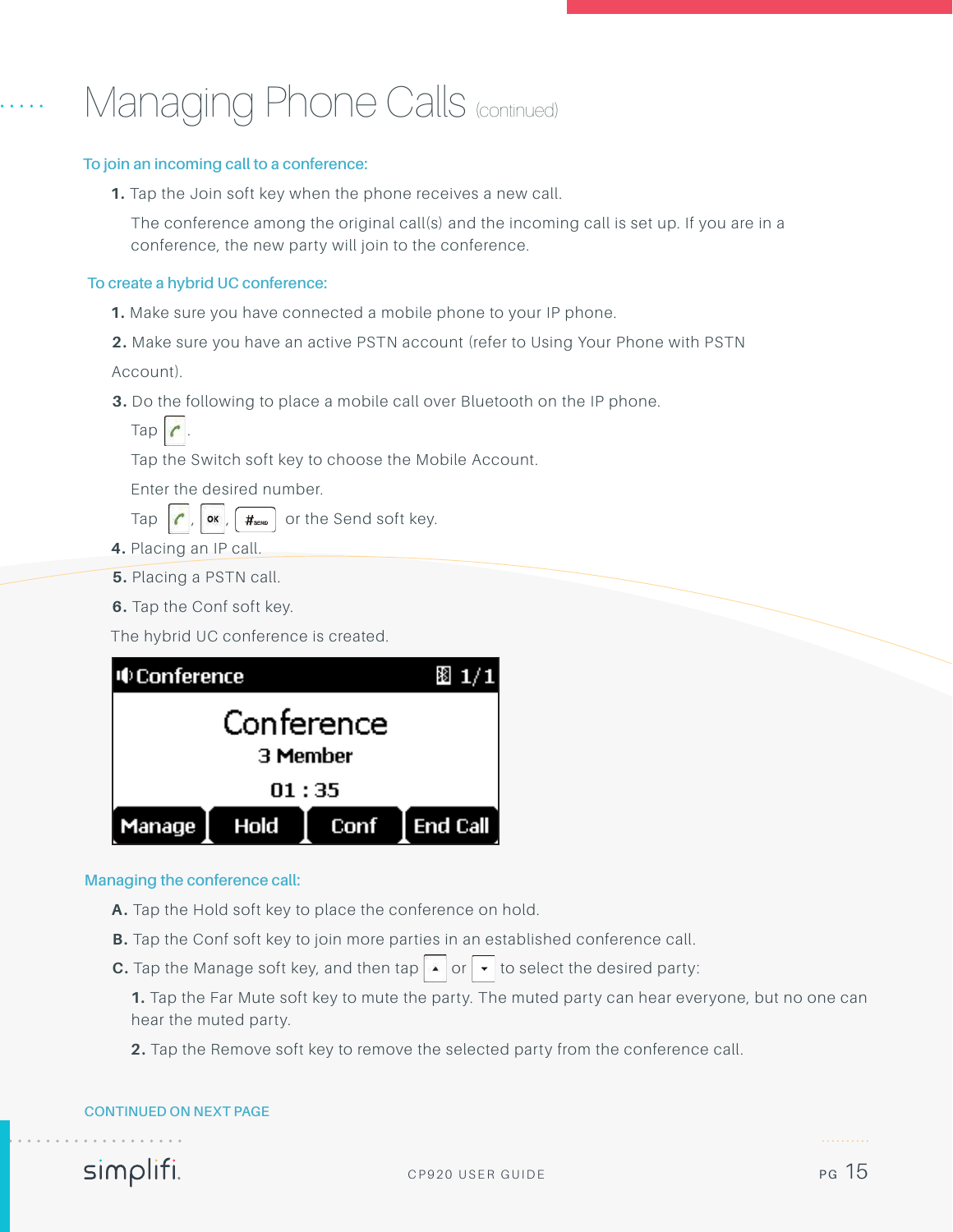# Managing Phone Calls (continued)

### To join an incoming call to a conference:

1. Tap the Join soft key when the phone receives a new call.

   The conference among the original call(s) and the incoming call is set up. If you are in a conference, the new party will join to the conference.

### To create a hybrid UC conference:

1. Make sure you have connected a mobile phone to your IP phone.
2. Make sure you have an active PSTN account (refer to Using Your Phone with PSTN Account).
3. Do the following to place a mobile call over Bluetooth on the IP phone.

   Tap .

   Tap the Switch soft key to choose the Mobile Account.

   Enter the desired number.

   Tap , OK , #SEND or the Send soft key.
4. Placing an IP call.
5. Placing a PSTN call.
6. Tap the Conf soft key.

The hybrid UC conference is created.

### Managing the conference call:

A. Tap the Hold soft key to place the conference on hold.

B. Tap the Conf soft key to join more parties in an established conference call.

C. Tap the Manage soft key, and then tap ▲ or ▼ to select the desired party:

1. Tap the Far Mute soft key to mute the party. The muted party can hear everyone, but no one can hear the muted party.
2. Tap the Remove soft key to remove the selected party from the conference call.

CONTINUED ON NEXT PAGE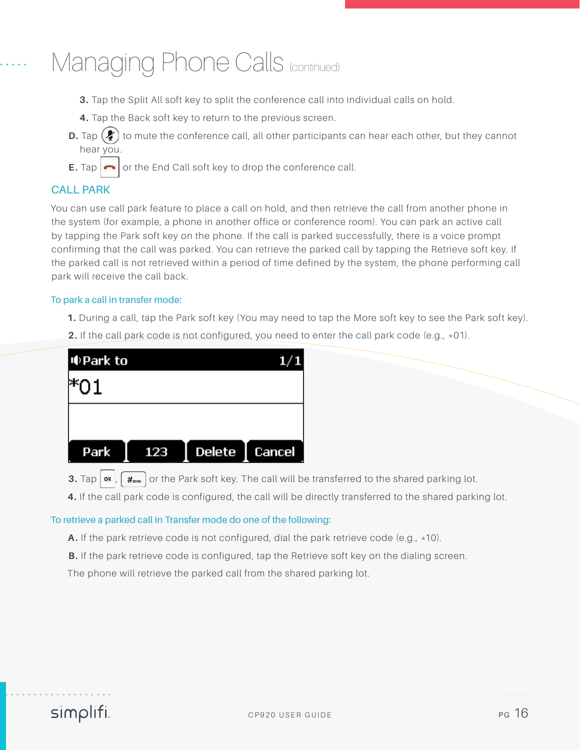# Managing Phone Calls (continued)

3. Tap the Split All soft key to split the conference call into individual calls on hold.
4. Tap the Back soft key to return to the previous screen.

**D.** Tap to mute the conference call, all other participants can hear each other, but they cannot hear you.

**E.** Tap or the End Call soft key to drop the conference call.

## CALL PARK

You can use call park feature to place a call on hold, and then retrieve the call from another phone in the system (for example, a phone in another office or conference room). You can park an active call by tapping the Park soft key on the phone. If the call is parked successfully, there is a voice prompt confirming that the call was parked. You can retrieve the parked call by tapping the Retrieve soft key. If the parked call is not retrieved within a period of time defined by the system, the phone performing call park will receive the call back.

### To park a call in transfer mode:

1. During a call, tap the Park soft key (You may need to tap the More soft key to see the Park soft key).
2. If the call park code is not configured, you need to enter the call park code (e.g., *01).

Park to 1/1
*01
Park | 123 | Delete | Cancel

3. Tap OK, #SEND or the Park soft key. The call will be transferred to the shared parking lot.
4. If the call park code is configured, the call will be directly transferred to the shared parking lot.

### To retrieve a parked call in Transfer mode do one of the following:

**A.** If the park retrieve code is not configured, dial the park retrieve code (e.g., *10).

**B.** If the park retrieve code is configured, tap the Retrieve soft key on the dialing screen.

The phone will retrieve the parked call from the shared parking lot.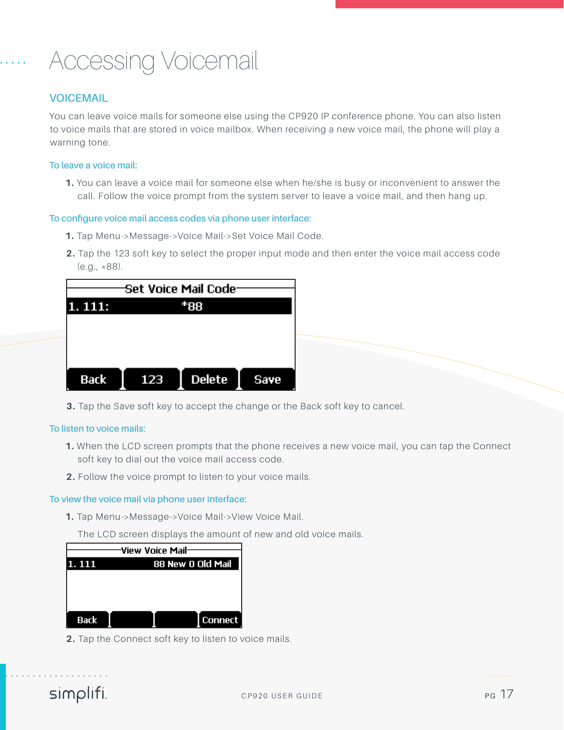# Accessing Voicemail

## VOICEMAIL

You can leave voice mails for someone else using the CP920 IP conference phone. You can also listen to voice mails that are stored in voice mailbox. When receiving a new voice mail, the phone will play a warning tone.

### To leave a voice mail:

1. You can leave a voice mail for someone else when he/she is busy or inconvenient to answer the call. Follow the voice prompt from the system server to leave a voice mail, and then hang up.

### To configure voice mail access codes via phone user interface:

1. Tap Menu->Message->Voice Mail->Set Voice Mail Code.
2. Tap the 123 soft key to select the proper input mode and then enter the voice mail access code (e.g., *88).

Set Voice Mail Code

1. 111: *88

Back 123 Delete Save

3. Tap the Save soft key to accept the change or the Back soft key to cancel.

### To listen to voice mails:

1. When the LCD screen prompts that the phone receives a new voice mail, you can tap the Connect soft key to dial out the voice mail access code.
2. Follow the voice prompt to listen to your voice mails.

### To view the voice mail via phone user interface:

1. Tap Menu->Message->Voice Mail->View Voice Mail.

   The LCD screen displays the amount of new and old voice mails.

View Voice Mail

1. 111 88 New 0 Old Mail

Back Connect

2. Tap the Connect soft key to listen to voice mails.